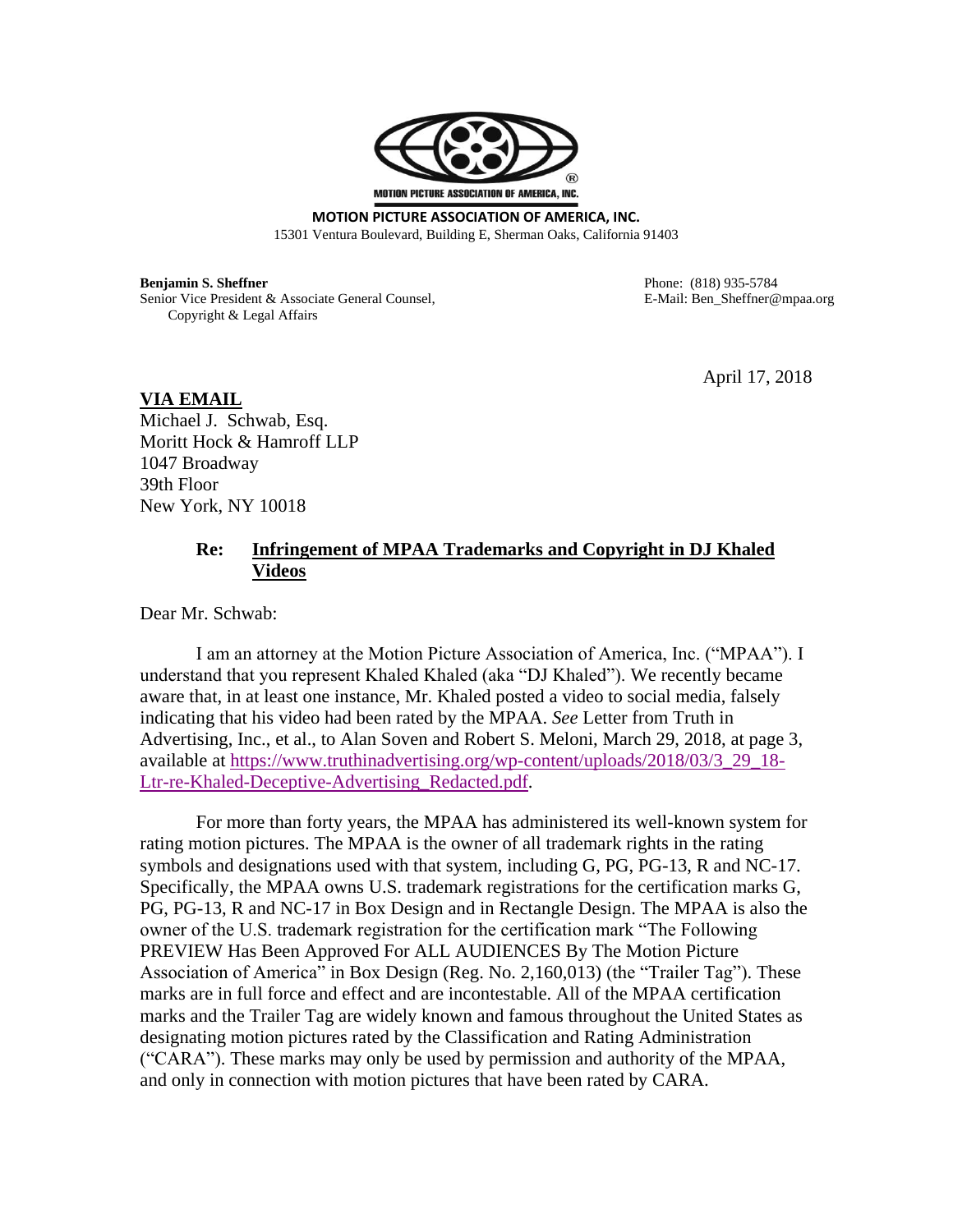MOTION PICTURE ASSOCIATION OF AMERICA, INC.

**MOTION PICTURE ASSOCIATION OF AMERICA, INC.**
15301 Ventura Boulevard, Building E, Sherman Oaks, California 91403

**Benjamin S. Sheffner**
Senior Vice President & Associate General Counsel,
Copyright & Legal Affairs

Phone: (818) 935-5784
E-Mail: Ben_Sheffner@mpaa.org

April 17, 2018

**VIA EMAIL**
Michael J. Schwab, Esq.
Moritt Hock & Hamroff LLP
1047 Broadway
39th Floor
New York, NY 10018

**Re: Infringement of MPAA Trademarks and Copyright in DJ Khaled Videos**

Dear Mr. Schwab:

I am an attorney at the Motion Picture Association of America, Inc. ("MPAA"). I understand that you represent Khaled Khaled (aka "DJ Khaled"). We recently became aware that, in at least one instance, Mr. Khaled posted a video to social media, falsely indicating that his video had been rated by the MPAA. *See* Letter from Truth in Advertising, Inc., et al., to Alan Soven and Robert S. Meloni, March 29, 2018, at page 3, available at https://www.truthinadvertising.org/wp-content/uploads/2018/03/3_29_18-Ltr-re-Khaled-Deceptive-Advertising_Redacted.pdf.

For more than forty years, the MPAA has administered its well-known system for rating motion pictures. The MPAA is the owner of all trademark rights in the rating symbols and designations used with that system, including G, PG, PG-13, R and NC-17. Specifically, the MPAA owns U.S. trademark registrations for the certification marks G, PG, PG-13, R and NC-17 in Box Design and in Rectangle Design. The MPAA is also the owner of the U.S. trademark registration for the certification mark "The Following PREVIEW Has Been Approved For ALL AUDIENCES By The Motion Picture Association of America" in Box Design (Reg. No. 2,160,013) (the "Trailer Tag"). These marks are in full force and effect and are incontestable. All of the MPAA certification marks and the Trailer Tag are widely known and famous throughout the United States as designating motion pictures rated by the Classification and Rating Administration ("CARA"). These marks may only be used by permission and authority of the MPAA, and only in connection with motion pictures that have been rated by CARA.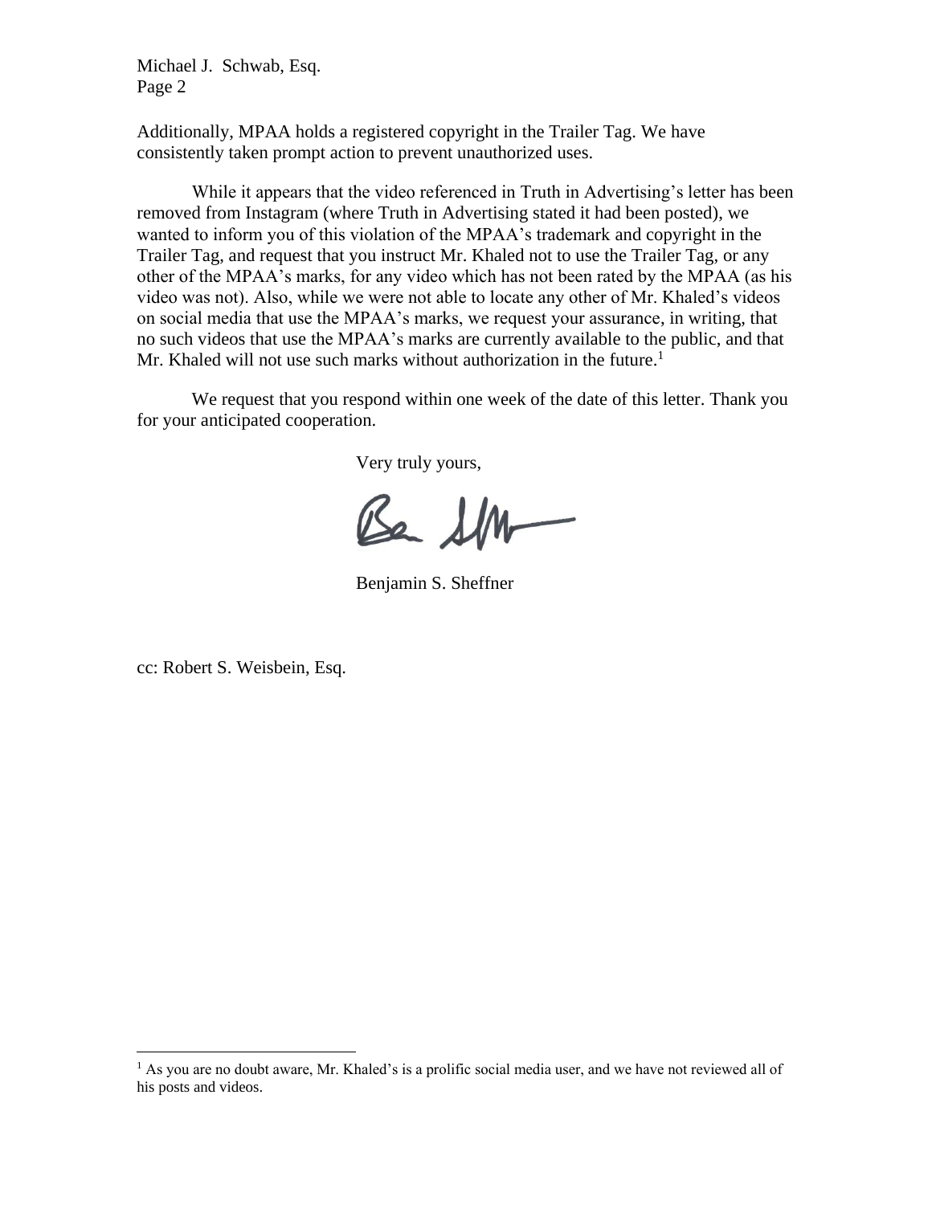Additionally, MPAA holds a registered copyright in the Trailer Tag. We have consistently taken prompt action to prevent unauthorized uses.

While it appears that the video referenced in Truth in Advertising's letter has been removed from Instagram (where Truth in Advertising stated it had been posted), we wanted to inform you of this violation of the MPAA's trademark and copyright in the Trailer Tag, and request that you instruct Mr. Khaled not to use the Trailer Tag, or any other of the MPAA's marks, for any video which has not been rated by the MPAA (as his video was not). Also, while we were not able to locate any other of Mr. Khaled's videos on social media that use the MPAA's marks, we request your assurance, in writing, that no such videos that use the MPAA's marks are currently available to the public, and that Mr. Khaled will not use such marks without authorization in the future.[1]

We request that you respond within one week of the date of this letter. Thank you for your anticipated cooperation.

Very truly yours,

Benjamin S. Sheffner

cc: Robert S. Weisbein, Esq.

[1] As you are no doubt aware, Mr. Khaled's is a prolific social media user, and we have not reviewed all of his posts and videos.